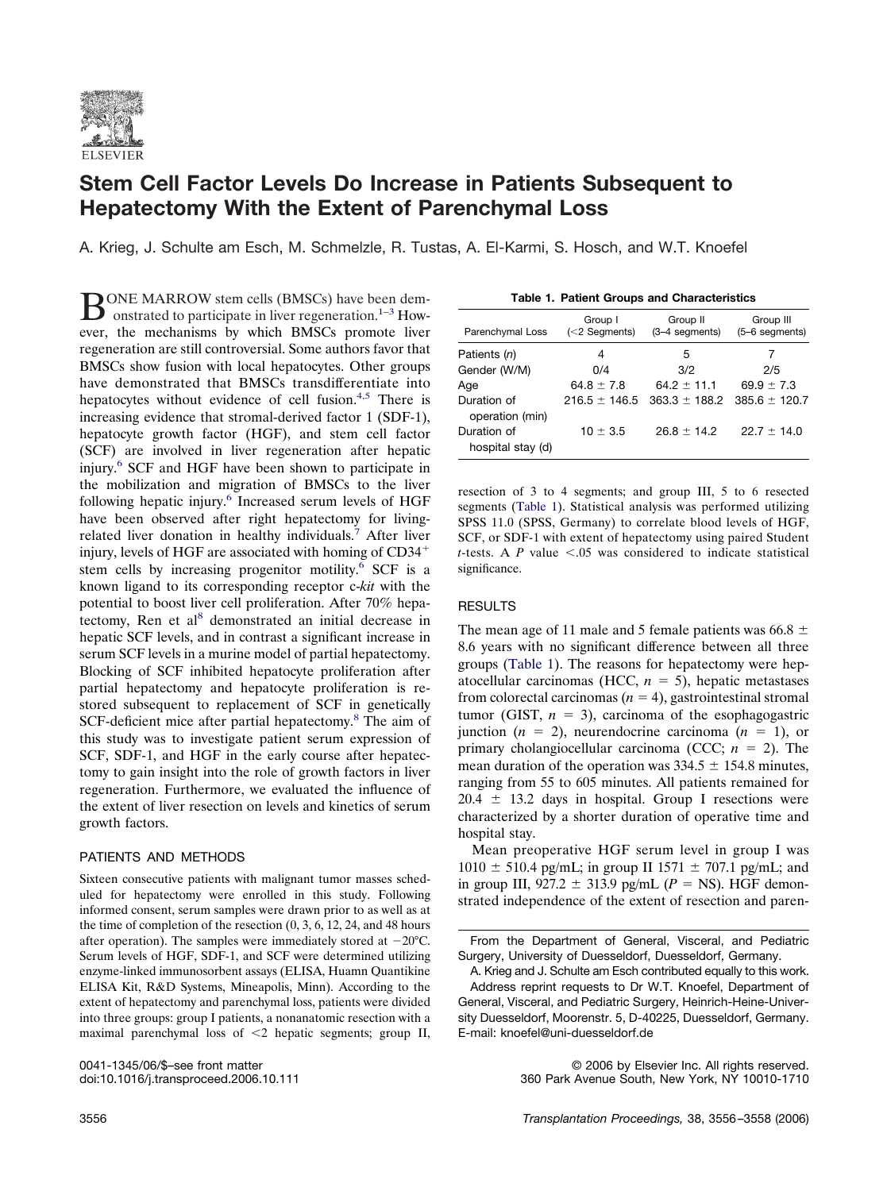# Stem Cell Factor Levels Do Increase in Patients Subsequent to Hepatectomy With the Extent of Parenchymal Loss

A. Krieg, J. Schulte am Esch, M. Schmelzle, R. Tustas, A. El-Karmi, S. Hosch, and W.T. Knoefel

BONE MARROW stem cells (BMSCs) have been demonstrated to participate in liver regeneration.[1–3] However, the mechanisms by which BMSCs promote liver regeneration are still controversial. Some authors favor that BMSCs show fusion with local hepatocytes. Other groups have demonstrated that BMSCs transdifferentiate into hepatocytes without evidence of cell fusion.[4,5] There is increasing evidence that stromal-derived factor 1 (SDF-1), hepatocyte growth factor (HGF), and stem cell factor (SCF) are involved in liver regeneration after hepatic injury.[6] SCF and HGF have been shown to participate in the mobilization and migration of BMSCs to the liver following hepatic injury.[6] Increased serum levels of HGF have been observed after right hepatectomy for living-related liver donation in healthy individuals.[7] After liver injury, levels of HGF are associated with homing of $CD34^+$ stem cells by increasing progenitor motility.[6] SCF is a known ligand to its corresponding receptor c-*kit* with the potential to boost liver cell proliferation. After 70% hepatectomy, Ren et al[8] demonstrated an initial decrease in hepatic SCF levels, and in contrast a significant increase in serum SCF levels in a murine model of partial hepatectomy. Blocking of SCF inhibited hepatocyte proliferation after partial hepatectomy and hepatocyte proliferation is restored subsequent to replacement of SCF in genetically SCF-deficient mice after partial hepatectomy.[8] The aim of this study was to investigate patient serum expression of SCF, SDF-1, and HGF in the early course after hepatectomy to gain insight into the role of growth factors in liver regeneration. Furthermore, we evaluated the influence of the extent of liver resection on levels and kinetics of serum growth factors.

## PATIENTS AND METHODS

Sixteen consecutive patients with malignant tumor masses scheduled for hepatectomy were enrolled in this study. Following informed consent, serum samples were drawn prior to as well as at the time of completion of the resection (0, 3, 6, 12, 24, and 48 hours after operation). The samples were immediately stored at −20°C. Serum levels of HGF, SDF-1, and SCF were determined utilizing enzyme-linked immunosorbent assays (ELISA, Huamn Quantikine ELISA Kit, R&D Systems, Mineapolis, Minn). According to the extent of hepatectomy and parenchymal loss, patients were divided into three groups: group I patients, a nonanatomic resection with a maximal parenchymal loss of <2 hepatic segments; group II, resection of 3 to 4 segments; and group III, 5 to 6 resected segments (Table 1). Statistical analysis was performed utilizing SPSS 11.0 (SPSS, Germany) to correlate blood levels of HGF, SCF, or SDF-1 with extent of hepatectomy using paired Student *t*-tests. A *P* value <.05 was considered to indicate statistical significance.

**Table 1. Patient Groups and Characteristics**

| Parenchymal Loss | Group I (<2 Segments) | Group II (3–4 segments) | Group III (5–6 segments) |
|---|---|---|---|
| Patients (*n*) | 4 | 5 | 7 |
| Gender (W/M) | 0/4 | 3/2 | 2/5 |
| Age | 64.8 ± 7.8 | 64.2 ± 11.1 | 69.9 ± 7.3 |
| Duration of operation (min) | 216.5 ± 146.5 | 363.3 ± 188.2 | 385.6 ± 120.7 |
| Duration of hospital stay (d) | 10 ± 3.5 | 26.8 ± 14.2 | 22.7 ± 14.0 |

## RESULTS

The mean age of 11 male and 5 female patients was 66.8 ± 8.6 years with no significant difference between all three groups (Table 1). The reasons for hepatectomy were hepatocellular carcinomas (HCC, $n = 5$), hepatic metastases from colorectal carcinomas ($n = 4$), gastrointestinal stromal tumor (GIST, $n = 3$), carcinoma of the esophagogastric junction ($n = 2$), neurendocrine carcinoma ($n = 1$), or primary cholangiocellular carcinoma (CCC; $n = 2$). The mean duration of the operation was 334.5 ± 154.8 minutes, ranging from 55 to 605 minutes. All patients remained for 20.4 ± 13.2 days in hospital. Group I resections were characterized by a shorter duration of operative time and hospital stay.

Mean preoperative HGF serum level in group I was 1010 ± 510.4 pg/mL; in group II 1571 ± 707.1 pg/mL; and in group III, 927.2 ± 313.9 pg/mL (*P* = NS). HGF demonstrated independence of the extent of resection and paren-

From the Department of General, Visceral, and Pediatric Surgery, University of Duesseldorf, Duesseldorf, Germany.

A. Krieg and J. Schulte am Esch contributed equally to this work.

Address reprint requests to Dr W.T. Knoefel, Department of General, Visceral, and Pediatric Surgery, Heinrich-Heine-University Duesseldorf, Moorenstr. 5, D-40225, Duesseldorf, Germany. E-mail: knoefel@uni-duesseldorf.de

0041-1345/06/$–see front matter
doi:10.1016/j.transproceed.2006.10.111

© 2006 by Elsevier Inc. All rights reserved.
360 Park Avenue South, New York, NY 10010-1710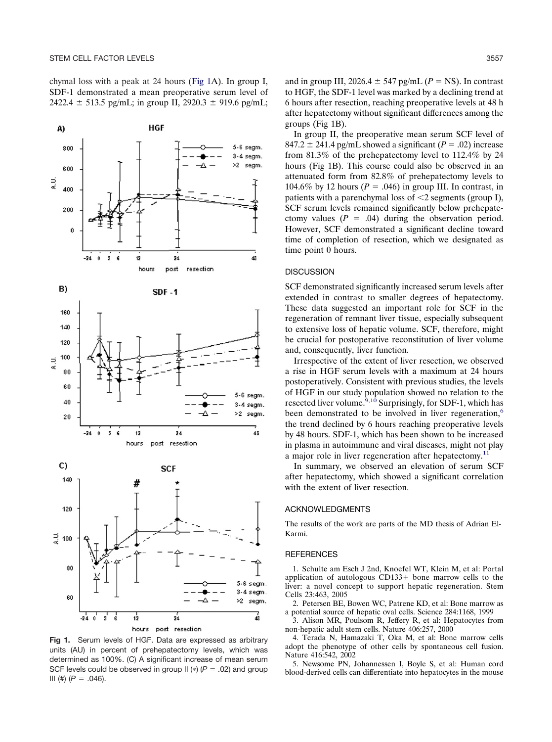chymal loss with a peak at 24 hours (Fig 1A). In group I, SDF-1 demonstrated a mean preoperative serum level of 2422.4 ± 513.5 pg/mL; in group II, 2920.3 ± 919.6 pg/mL; and in group III, 2026.4 ± 547 pg/mL ($P$ = NS). In contrast to HGF, the SDF-1 level was marked by a declining trend at 6 hours after resection, reaching preoperative levels at 48 h after hepatectomy without significant differences among the groups (Fig 1B).

In group II, the preoperative mean serum SCF level of 847.2 ± 241.4 pg/mL showed a significant ($P = .02$) increase from 81.3% of the prehepatectomy level to 112.4% by 24 hours (Fig 1B). This course could also be observed in an attenuated form from 82.8% of prehepatectomy levels to 104.6% by 12 hours ($P = .046$) in group III. In contrast, in patients with a parenchymal loss of <2 segments (group I), SCF serum levels remained significantly below prehepatectomy values ($P = .04$) during the observation period. However, SCF demonstrated a significant decline toward time of completion of resection, which we designated as time point 0 hours.

Fig 1. Serum levels of HGF. Data are expressed as arbitrary units (AU) in percent of prehepatectomy levels, which was determined as 100%. (C) A significant increase of mean serum SCF levels could be observed in group II (*) ($P = .02$) and group III (#) ($P = .046$).

## DISCUSSION

SCF demonstrated significantly increased serum levels after extended in contrast to smaller degrees of hepatectomy. These data suggested an important role for SCF in the regeneration of remnant liver tissue, especially subsequent to extensive loss of hepatic volume. SCF, therefore, might be crucial for postoperative reconstitution of liver volume and, consequently, liver function.

Irrespective of the extent of liver resection, we observed a rise in HGF serum levels with a maximum at 24 hours postoperatively. Consistent with previous studies, the levels of HGF in our study population showed no relation to the resected liver volume.[9,10] Surprisingly, for SDF-1, which has been demonstrated to be involved in liver regeneration,[6] the trend declined by 6 hours reaching preoperative levels by 48 hours. SDF-1, which has been shown to be increased in plasma in autoimmune and viral diseases, might not play a major role in liver regeneration after hepatectomy.[11]

In summary, we observed an elevation of serum SCF after hepatectomy, which showed a significant correlation with the extent of liver resection.

## ACKNOWLEDGMENTS

The results of the work are parts of the MD thesis of Adrian El-Karmi.

## REFERENCES

1. Schulte am Esch J 2nd, Knoefel WT, Klein M, et al: Portal application of autologous CD133+ bone marrow cells to the liver: a novel concept to support hepatic regeneration. Stem Cells 23:463, 2005
2. Petersen BE, Bowen WC, Patrene KD, et al: Bone marrow as a potential source of hepatic oval cells. Science 284:1168, 1999
3. Alison MR, Poulsom R, Jeffery R, et al: Hepatocytes from non-hepatic adult stem cells. Nature 406:257, 2000
4. Terada N, Hamazaki T, Oka M, et al: Bone marrow cells adopt the phenotype of other cells by spontaneous cell fusion. Nature 416:542, 2002
5. Newsome PN, Johannessen I, Boyle S, et al: Human cord blood-derived cells can differentiate into hepatocytes in the mouse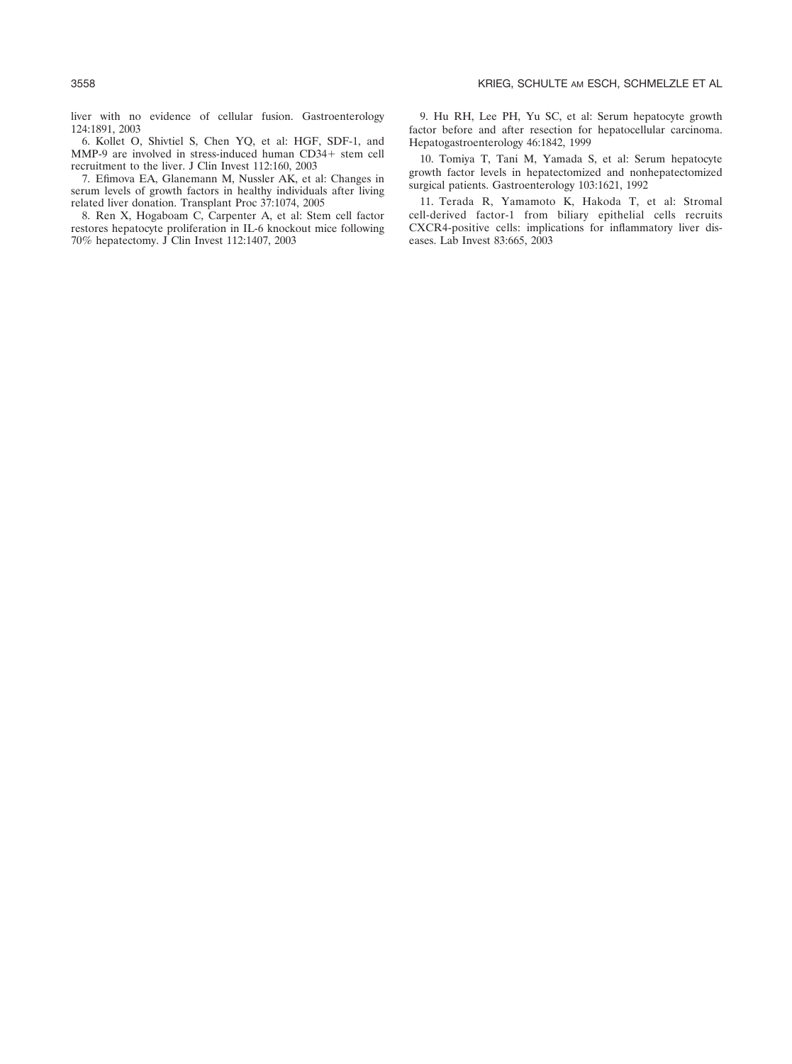liver with no evidence of cellular fusion. Gastroenterology 124:1891, 2003

6. Kollet O, Shivtiel S, Chen YQ, et al: HGF, SDF-1, and MMP-9 are involved in stress-induced human CD34+ stem cell recruitment to the liver. J Clin Invest 112:160, 2003

7. Efimova EA, Glanemann M, Nussler AK, et al: Changes in serum levels of growth factors in healthy individuals after living related liver donation. Transplant Proc 37:1074, 2005

8. Ren X, Hogaboam C, Carpenter A, et al: Stem cell factor restores hepatocyte proliferation in IL-6 knockout mice following 70% hepatectomy. J Clin Invest 112:1407, 2003

9. Hu RH, Lee PH, Yu SC, et al: Serum hepatocyte growth factor before and after resection for hepatocellular carcinoma. Hepatogastroenterology 46:1842, 1999

10. Tomiya T, Tani M, Yamada S, et al: Serum hepatocyte growth factor levels in hepatectomized and nonhepatectomized surgical patients. Gastroenterology 103:1621, 1992

11. Terada R, Yamamoto K, Hakoda T, et al: Stromal cell-derived factor-1 from biliary epithelial cells recruits CXCR4-positive cells: implications for inflammatory liver diseases. Lab Invest 83:665, 2003